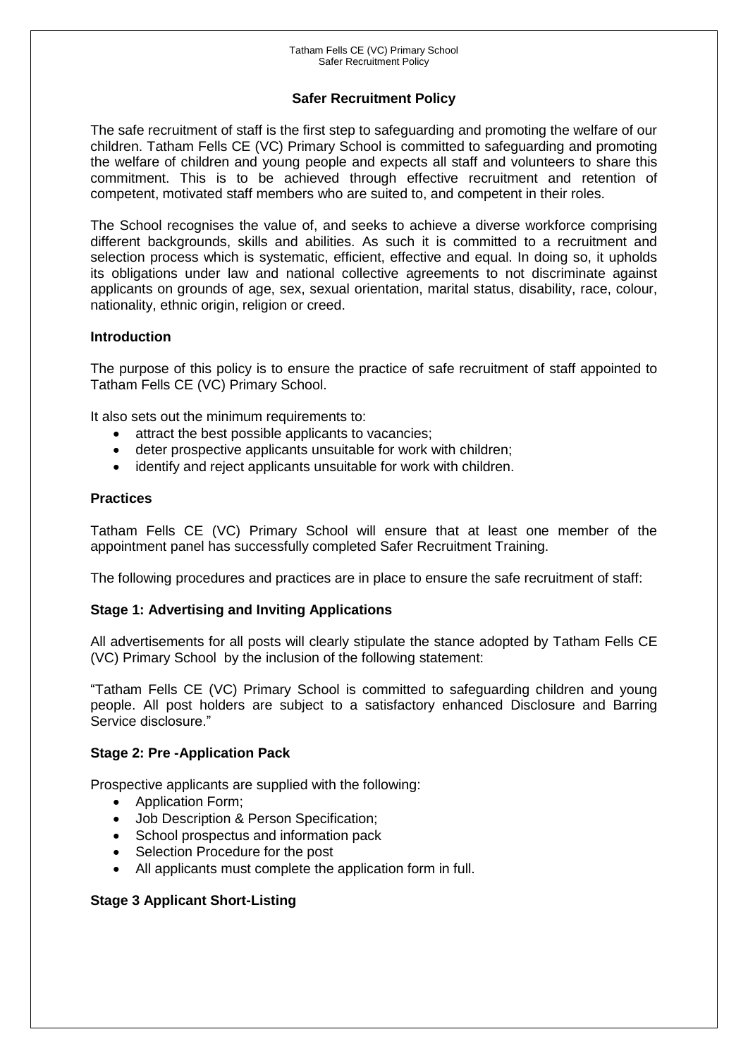# Safer Recruitment Policy

The safe recruitment of staff is the first step to safeguarding and promoting the welfare of our children. Tatham Fells CE (VC) Primary School is committed to safeguarding and promoting the welfare of children and young people and expects all staff and volunteers to share this commitment. This is to be achieved through effective recruitment and retention of competent, motivated staff members who are suited to, and competent in their roles.

The School recognises the value of, and seeks to achieve a diverse workforce comprising different backgrounds, skills and abilities. As such it is committed to a recruitment and selection process which is systematic, efficient, effective and equal. In doing so, it upholds its obligations under law and national collective agreements to not discriminate against applicants on grounds of age, sex, sexual orientation, marital status, disability, race, colour, nationality, ethnic origin, religion or creed.

## Introduction

The purpose of this policy is to ensure the practice of safe recruitment of staff appointed to Tatham Fells CE (VC) Primary School.

It also sets out the minimum requirements to:

- attract the best possible applicants to vacancies;
- deter prospective applicants unsuitable for work with children;
- identify and reject applicants unsuitable for work with children.

## Practices

Tatham Fells CE (VC) Primary School will ensure that at least one member of the appointment panel has successfully completed Safer Recruitment Training.

The following procedures and practices are in place to ensure the safe recruitment of staff:

### Stage 1: Advertising and Inviting Applications

All advertisements for all posts will clearly stipulate the stance adopted by Tatham Fells CE (VC) Primary School by the inclusion of the following statement:

"Tatham Fells CE (VC) Primary School is committed to safeguarding children and young people. All post holders are subject to a satisfactory enhanced Disclosure and Barring Service disclosure."

### Stage 2: Pre -Application Pack

Prospective applicants are supplied with the following:

- Application Form;
- Job Description & Person Specification;
- School prospectus and information pack
- Selection Procedure for the post
- All applicants must complete the application form in full.

### Stage 3 Applicant Short-Listing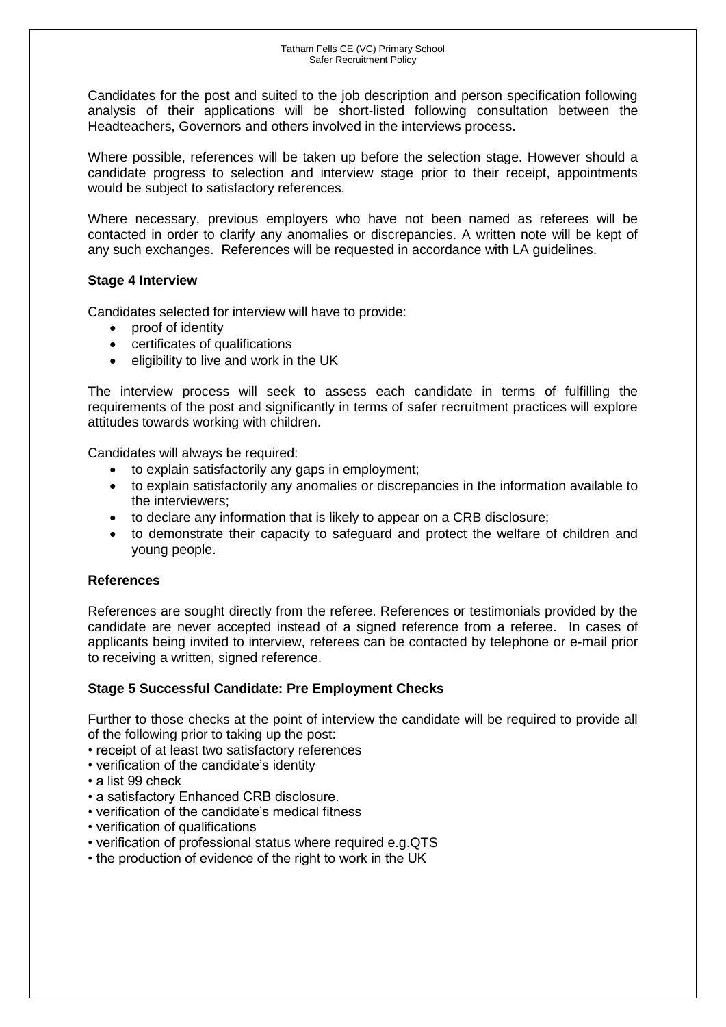Candidates for the post and suited to the job description and person specification following analysis of their applications will be short-listed following consultation between the Headteachers, Governors and others involved in the interviews process.

Where possible, references will be taken up before the selection stage. However should a candidate progress to selection and interview stage prior to their receipt, appointments would be subject to satisfactory references.

Where necessary, previous employers who have not been named as referees will be contacted in order to clarify any anomalies or discrepancies. A written note will be kept of any such exchanges. References will be requested in accordance with LA guidelines.

**Stage 4 Interview**

Candidates selected for interview will have to provide:

- proof of identity
- certificates of qualifications
- eligibility to live and work in the UK

The interview process will seek to assess each candidate in terms of fulfilling the requirements of the post and significantly in terms of safer recruitment practices will explore attitudes towards working with children.

Candidates will always be required:

- to explain satisfactorily any gaps in employment;
- to explain satisfactorily any anomalies or discrepancies in the information available to the interviewers;
- to declare any information that is likely to appear on a CRB disclosure;
- to demonstrate their capacity to safeguard and protect the welfare of children and young people.

**References**

References are sought directly from the referee. References or testimonials provided by the candidate are never accepted instead of a signed reference from a referee. In cases of applicants being invited to interview, referees can be contacted by telephone or e-mail prior to receiving a written, signed reference.

**Stage 5 Successful Candidate: Pre Employment Checks**

Further to those checks at the point of interview the candidate will be required to provide all of the following prior to taking up the post:

- receipt of at least two satisfactory references
- verification of the candidate's identity
- a list 99 check
- a satisfactory Enhanced CRB disclosure.
- verification of the candidate's medical fitness
- verification of qualifications
- verification of professional status where required e.g.QTS
- the production of evidence of the right to work in the UK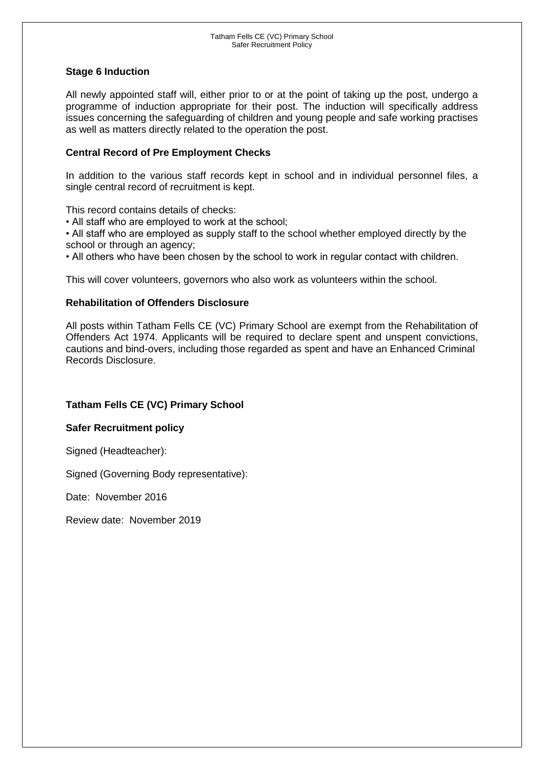### Stage 6 Induction

All newly appointed staff will, either prior to or at the point of taking up the post, undergo a programme of induction appropriate for their post. The induction will specifically address issues concerning the safeguarding of children and young people and safe working practises as well as matters directly related to the operation the post.

### Central Record of Pre Employment Checks

In addition to the various staff records kept in school and in individual personnel files, a single central record of recruitment is kept.

This record contains details of checks:

- All staff who are employed to work at the school;
- All staff who are employed as supply staff to the school whether employed directly by the school or through an agency;
- All others who have been chosen by the school to work in regular contact with children.

This will cover volunteers, governors who also work as volunteers within the school.

### Rehabilitation of Offenders Disclosure

All posts within Tatham Fells CE (VC) Primary School are exempt from the Rehabilitation of Offenders Act 1974. Applicants will be required to declare spent and unspent convictions, cautions and bind-overs, including those regarded as spent and have an Enhanced Criminal Records Disclosure.

**Tatham Fells CE (VC) Primary School**

**Safer Recruitment policy**

Signed (Headteacher):

Signed (Governing Body representative):

Date: November 2016

Review date: November 2019